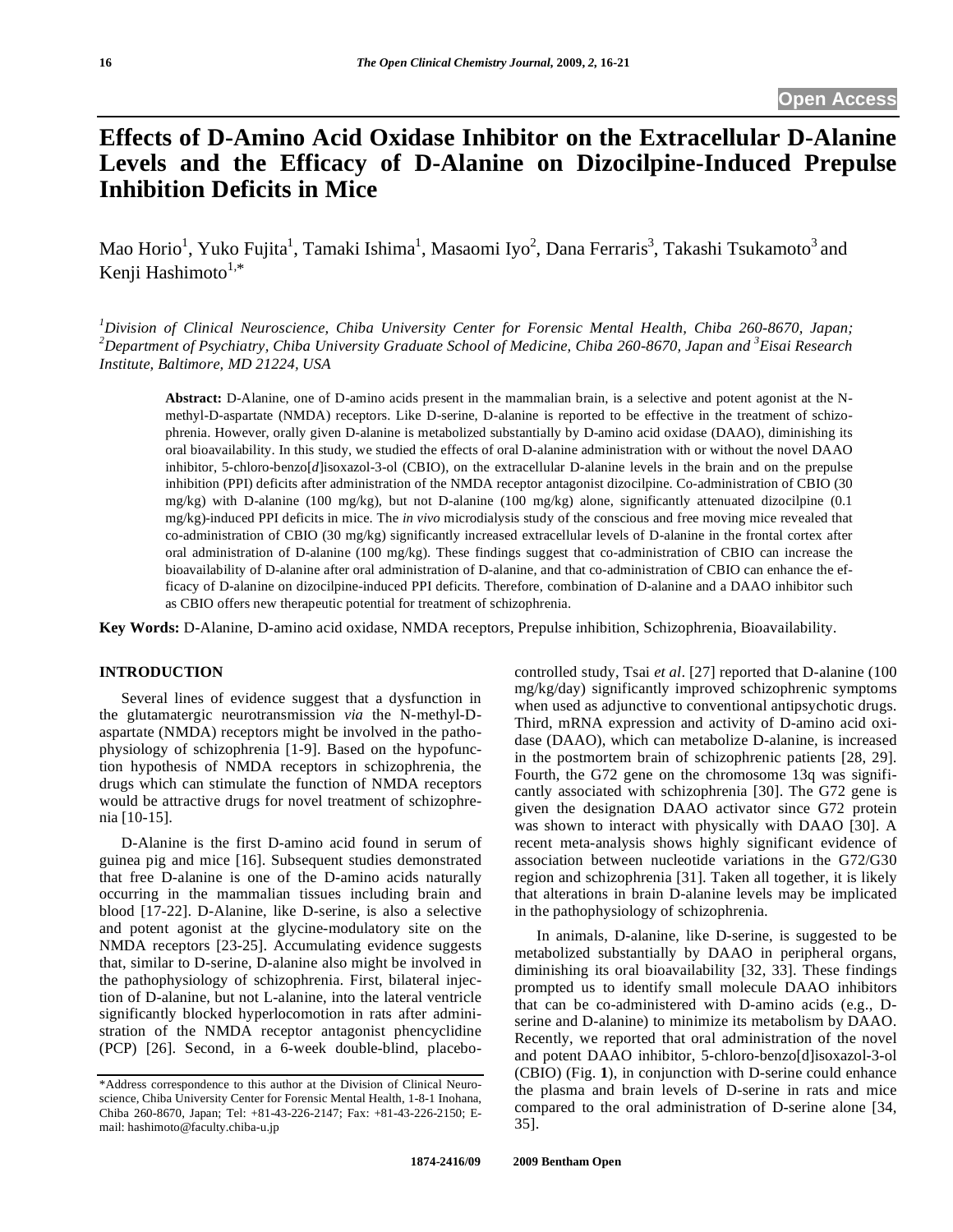# Effects of D-Amino Acid Oxidase Inhibitor on the Extracellular D-Alanine Levels and the Efficacy of D-Alanine on Dizocilpine-Induced Prepulse Inhibition Deficits in Mice

Mao Horio[1], Yuko Fujita[1], Tamaki Ishima[1], Masaomi Iyo[2], Dana Ferraris[3], Takashi Tsukamoto[3] and Kenji Hashimoto[1,*]

*[1]Division of Clinical Neuroscience, Chiba University Center for Forensic Mental Health, Chiba 260-8670, Japan; [2]Department of Psychiatry, Chiba University Graduate School of Medicine, Chiba 260-8670, Japan and [3]Eisai Research Institute, Baltimore, MD 21224, USA*

**Abstract:** D-Alanine, one of D-amino acids present in the mammalian brain, is a selective and potent agonist at the N-methyl-D-aspartate (NMDA) receptors. Like D-serine, D-alanine is reported to be effective in the treatment of schizophrenia. However, orally given D-alanine is metabolized substantially by D-amino acid oxidase (DAAO), diminishing its oral bioavailability. In this study, we studied the effects of oral D-alanine administration with or without the novel DAAO inhibitor, 5-chloro-benzo[*d*]isoxazol-3-ol (CBIO), on the extracellular D-alanine levels in the brain and on the prepulse inhibition (PPI) deficits after administration of the NMDA receptor antagonist dizocilpine. Co-administration of CBIO (30 mg/kg) with D-alanine (100 mg/kg), but not D-alanine (100 mg/kg) alone, significantly attenuated dizocilpine (0.1 mg/kg)-induced PPI deficits in mice. The *in vivo* microdialysis study of the conscious and free moving mice revealed that co-administration of CBIO (30 mg/kg) significantly increased extracellular levels of D-alanine in the frontal cortex after oral administration of D-alanine (100 mg/kg). These findings suggest that co-administration of CBIO can increase the bioavailability of D-alanine after oral administration of D-alanine, and that co-administration of CBIO can enhance the efficacy of D-alanine on dizocilpine-induced PPI deficits. Therefore, combination of D-alanine and a DAAO inhibitor such as CBIO offers new therapeutic potential for treatment of schizophrenia.

**Key Words:** D-Alanine, D-amino acid oxidase, NMDA receptors, Prepulse inhibition, Schizophrenia, Bioavailability.

## INTRODUCTION

Several lines of evidence suggest that a dysfunction in the glutamatergic neurotransmission *via* the N-methyl-D-aspartate (NMDA) receptors might be involved in the pathophysiology of schizophrenia [1-9]. Based on the hypofunction hypothesis of NMDA receptors in schizophrenia, the drugs which can stimulate the function of NMDA receptors would be attractive drugs for novel treatment of schizophrenia [10-15].

D-Alanine is the first D-amino acid found in serum of guinea pig and mice [16]. Subsequent studies demonstrated that free D-alanine is one of the D-amino acids naturally occurring in the mammalian tissues including brain and blood [17-22]. D-Alanine, like D-serine, is also a selective and potent agonist at the glycine-modulatory site on the NMDA receptors [23-25]. Accumulating evidence suggests that, similar to D-serine, D-alanine also might be involved in the pathophysiology of schizophrenia. First, bilateral injection of D-alanine, but not L-alanine, into the lateral ventricle significantly blocked hyperlocomotion in rats after administration of the NMDA receptor antagonist phencyclidine (PCP) [26]. Second, in a 6-week double-blind, placebo-controlled study, Tsai *et al*. [27] reported that D-alanine (100 mg/kg/day) significantly improved schizophrenic symptoms when used as adjunctive to conventional antipsychotic drugs. Third, mRNA expression and activity of D-amino acid oxidase (DAAO), which can metabolize D-alanine, is increased in the postmortem brain of schizophrenic patients [28, 29]. Fourth, the G72 gene on the chromosome 13q was significantly associated with schizophrenia [30]. The G72 gene is given the designation DAAO activator since G72 protein was shown to interact with physically with DAAO [30]. A recent meta-analysis shows highly significant evidence of association between nucleotide variations in the G72/G30 region and schizophrenia [31]. Taken all together, it is likely that alterations in brain D-alanine levels may be implicated in the pathophysiology of schizophrenia.

In animals, D-alanine, like D-serine, is suggested to be metabolized substantially by DAAO in peripheral organs, diminishing its oral bioavailability [32, 33]. These findings prompted us to identify small molecule DAAO inhibitors that can be co-administered with D-amino acids (e.g., D-serine and D-alanine) to minimize its metabolism by DAAO. Recently, we reported that oral administration of the novel and potent DAAO inhibitor, 5-chloro-benzo[d]isoxazol-3-ol (CBIO) (Fig. **1**), in conjunction with D-serine could enhance the plasma and brain levels of D-serine in rats and mice compared to the oral administration of D-serine alone [34, 35].

*Address correspondence to this author at the Division of Clinical Neuroscience, Chiba University Center for Forensic Mental Health, 1-8-1 Inohana, Chiba 260-8670, Japan; Tel: +81-43-226-2147; Fax: +81-43-226-2150; E-mail: hashimoto@faculty.chiba-u.jp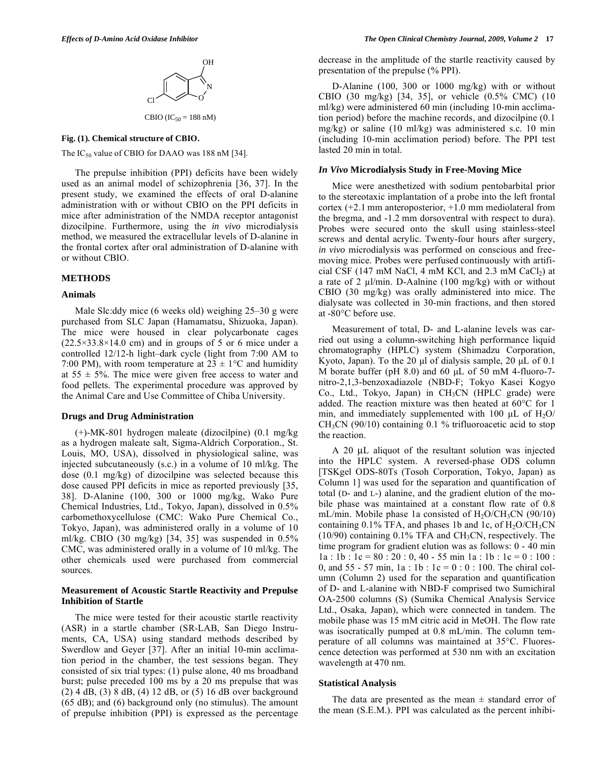CBIO ($IC_{50}$ = 188 nM)

**Fig. (1). Chemical structure of CBIO.**

The $IC_{50}$ value of CBIO for DAAO was 188 nM [34].

The prepulse inhibition (PPI) deficits have been widely used as an animal model of schizophrenia [36, 37]. In the present study, we examined the effects of oral D-alanine administration with or without CBIO on the PPI deficits in mice after administration of the NMDA receptor antagonist dizocilpine. Furthermore, using the *in vivo* microdialysis method, we measured the extracellular levels of D-alanine in the frontal cortex after oral administration of D-alanine with or without CBIO.

## METHODS

### Animals

Male Slc:ddy mice (6 weeks old) weighing 25–30 g were purchased from SLC Japan (Hamamatsu, Shizuoka, Japan). The mice were housed in clear polycarbonate cages (22.5×33.8×14.0 cm) and in groups of 5 or 6 mice under a controlled 12/12-h light–dark cycle (light from 7:00 AM to 7:00 PM), with room temperature at 23 ± 1°C and humidity at 55 ± 5%. The mice were given free access to water and food pellets. The experimental procedure was approved by the Animal Care and Use Committee of Chiba University.

### Drugs and Drug Administration

(+)-MK-801 hydrogen maleate (dizocilpine) (0.1 mg/kg as a hydrogen maleate salt, Sigma-Aldrich Corporation., St. Louis, MO, USA), dissolved in physiological saline, was injected subcutaneously (s.c.) in a volume of 10 ml/kg. The dose (0.1 mg/kg) of dizocilpine was selected because this dose caused PPI deficits in mice as reported previously [35, 38]. D-Alanine (100, 300 or 1000 mg/kg, Wako Pure Chemical Industries, Ltd., Tokyo, Japan), dissolved in 0.5% carbomethoxycellulose (CMC: Wako Pure Chemical Co., Tokyo, Japan), was administered orally in a volume of 10 ml/kg. CBIO (30 mg/kg) [34, 35] was suspended in 0.5% CMC, was administered orally in a volume of 10 ml/kg. The other chemicals used were purchased from commercial sources.

### Measurement of Acoustic Startle Reactivity and Prepulse Inhibition of Startle

The mice were tested for their acoustic startle reactivity (ASR) in a startle chamber (SR-LAB, San Diego Instruments, CA, USA) using standard methods described by Swerdlow and Geyer [37]. After an initial 10-min acclimation period in the chamber, the test sessions began. They consisted of six trial types: (1) pulse alone, 40 ms broadband burst; pulse preceded 100 ms by a 20 ms prepulse that was (2) 4 dB, (3) 8 dB, (4) 12 dB, or (5) 16 dB over background (65 dB); and (6) background only (no stimulus). The amount of prepulse inhibition (PPI) is expressed as the percentage decrease in the amplitude of the startle reactivity caused by presentation of the prepulse (% PPI).

D-Alanine (100, 300 or 1000 mg/kg) with or without CBIO (30 mg/kg) [34, 35], or vehicle (0.5% CMC) (10 ml/kg) were administered 60 min (including 10-min acclimation period) before the machine records, and dizocilpine (0.1 mg/kg) or saline (10 ml/kg) was administered s.c. 10 min (including 10-min acclimation period) before. The PPI test lasted 20 min in total.

### *In Vivo* Microdialysis Study in Free-Moving Mice

Mice were anesthetized with sodium pentobarbital prior to the stereotaxic implantation of a probe into the left frontal cortex (+2.1 mm anteroposterior, +1.0 mm mediolateral from the bregma, and -1.2 mm dorsoventral with respect to dura). Probes were secured onto the skull using stainless-steel screws and dental acrylic. Twenty-four hours after surgery, *in vivo* microdialysis was performed on conscious and free-moving mice. Probes were perfused continuously with artificial CSF (147 mM NaCl, 4 mM KCl, and 2.3 mM $CaCl_2$) at a rate of 2 μl/min. D-Aalnine (100 mg/kg) with or without CBIO (30 mg/kg) was orally administered into mice. The dialysate was collected in 30-min fractions, and then stored at -80°C before use.

Measurement of total, D- and L-alanine levels was carried out using a column-switching high performance liquid chromatography (HPLC) system (Shimadzu Corporation, Kyoto, Japan). To the 20 μl of dialysis sample, 20 μL of 0.1 M borate buffer (pH 8.0) and 60 μL of 50 mM 4-fluoro-7-nitro-2,1,3-benzoxadiazole (NBD-F; Tokyo Kasei Kogyo Co., Ltd., Tokyo, Japan) in $CH_3CN$ (HPLC grade) were added. The reaction mixture was then heated at 60°C for 1 min, and immediately supplemented with 100 μL of $H_2O$/$CH_3CN$ (90/10) containing 0.1 % trifluoroacetic acid to stop the reaction.

A 20 μL aliquot of the resultant solution was injected into the HPLC system. A reversed-phase ODS column [TSKgel ODS-80Ts (Tosoh Corporation, Tokyo, Japan) as Column 1] was used for the separation and quantification of total (D- and L-) alanine, and the gradient elution of the mobile phase was maintained at a constant flow rate of 0.8 mL/min. Mobile phase 1a consisted of $H_2O$/$CH_3CN$ (90/10) containing 0.1% TFA, and phases 1b and 1c, of $H_2O$/$CH_3CN$ (10/90) containing 0.1% TFA and $CH_3CN$, respectively. The time program for gradient elution was as follows: 0 - 40 min 1a : 1b : 1c = 80 : 20 : 0, 40 - 55 min 1a : 1b : 1c = 0 : 100 : 0, and 55 - 57 min, 1a : 1b : 1c = 0 : 0 : 100. The chiral column (Column 2) used for the separation and quantification of D- and L-alanine with NBD-F comprised two Sumichiral OA-2500 columns (S) (Sumika Chemical Analysis Service Ltd., Osaka, Japan), which were connected in tandem. The mobile phase was 15 mM citric acid in MeOH. The flow rate was isocratically pumped at 0.8 mL/min. The column temperature of all columns was maintained at 35°C. Fluorescence detection was performed at 530 nm with an excitation wavelength at 470 nm.

### Statistical Analysis

The data are presented as the mean ± standard error of the mean (S.E.M.). PPI was calculated as the percent inhibi-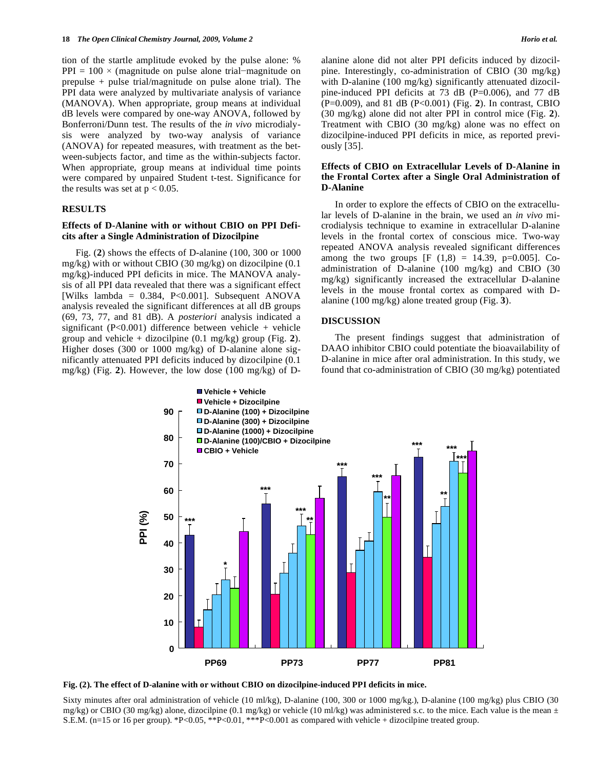tion of the startle amplitude evoked by the pulse alone: % PPI = 100 × (magnitude on pulse alone trial−magnitude on prepulse + pulse trial/magnitude on pulse alone trial). The PPI data were analyzed by multivariate analysis of variance (MANOVA). When appropriate, group means at individual dB levels were compared by one-way ANOVA, followed by Bonferroni/Dunn test. The results of the *in vivo* microdialysis were analyzed by two-way analysis of variance (ANOVA) for repeated measures, with treatment as the between-subjects factor, and time as the within-subjects factor. When appropriate, group means at individual time points were compared by unpaired Student t-test. Significance for the results was set at $p < 0.05$.

## RESULTS

### Effects of D-Alanine with or without CBIO on PPI Deficits after a Single Administration of Dizocilpine

Fig. (**2**) shows the effects of D-alanine (100, 300 or 1000 mg/kg) with or without CBIO (30 mg/kg) on dizocilpine (0.1 mg/kg)-induced PPI deficits in mice. The MANOVA analysis of all PPI data revealed that there was a significant effect [Wilks lambda = 0.384, P<0.001]. Subsequent ANOVA analysis revealed the significant differences at all dB groups (69, 73, 77, and 81 dB). A *posteriori* analysis indicated a significant (P<0.001) difference between vehicle + vehicle group and vehicle + dizocilpine (0.1 mg/kg) group (Fig. **2**). Higher doses (300 or 1000 mg/kg) of D-alanine alone significantly attenuated PPI deficits induced by dizocilpine (0.1 mg/kg) (Fig. **2**). However, the low dose (100 mg/kg) of D-alanine alone did not alter PPI deficits induced by dizocilpine. Interestingly, co-administration of CBIO (30 mg/kg) with D-alanine (100 mg/kg) significantly attenuated dizocilpine-induced PPI deficits at 73 dB (P=0.006), and 77 dB (P=0.009), and 81 dB (P<0.001) (Fig. **2**). In contrast, CBIO (30 mg/kg) alone did not alter PPI in control mice (Fig. **2**). Treatment with CBIO (30 mg/kg) alone was no effect on dizocilpine-induced PPI deficits in mice, as reported previously [35].

### Effects of CBIO on Extracellular Levels of D-Alanine in the Frontal Cortex after a Single Oral Administration of D-Alanine

In order to explore the effects of CBIO on the extracellular levels of D-alanine in the brain, we used an *in vivo* microdialysis technique to examine in extracellular D-alanine levels in the frontal cortex of conscious mice. Two-way repeated ANOVA analysis revealed significant differences among the two groups [$F(1,8) = 14.39$, p=0.005]. Co-administration of D-alanine (100 mg/kg) and CBIO (30 mg/kg) significantly increased the extracellular D-alanine levels in the mouse frontal cortex as compared with D-alanine (100 mg/kg) alone treated group (Fig. **3**).

## DISCUSSION

The present findings suggest that administration of DAAO inhibitor CBIO could potentiate the bioavailability of D-alanine in mice after oral administration. In this study, we found that co-administration of CBIO (30 mg/kg) potentiated

**Fig. (2). The effect of D-alanine with or without CBIO on dizocilpine-induced PPI deficits in mice.**

Sixty minutes after oral administration of vehicle (10 ml/kg), D-alanine (100, 300 or 1000 mg/kg.), D-alanine (100 mg/kg) plus CBIO (30 mg/kg) or CBIO (30 mg/kg) alone, dizocilpine (0.1 mg/kg) or vehicle (10 ml/kg) was administered s.c. to the mice. Each value is the mean ± S.E.M. (n=15 or 16 per group). *P<0.05, **P<0.01, ***P<0.001 as compared with vehicle + dizocilpine treated group.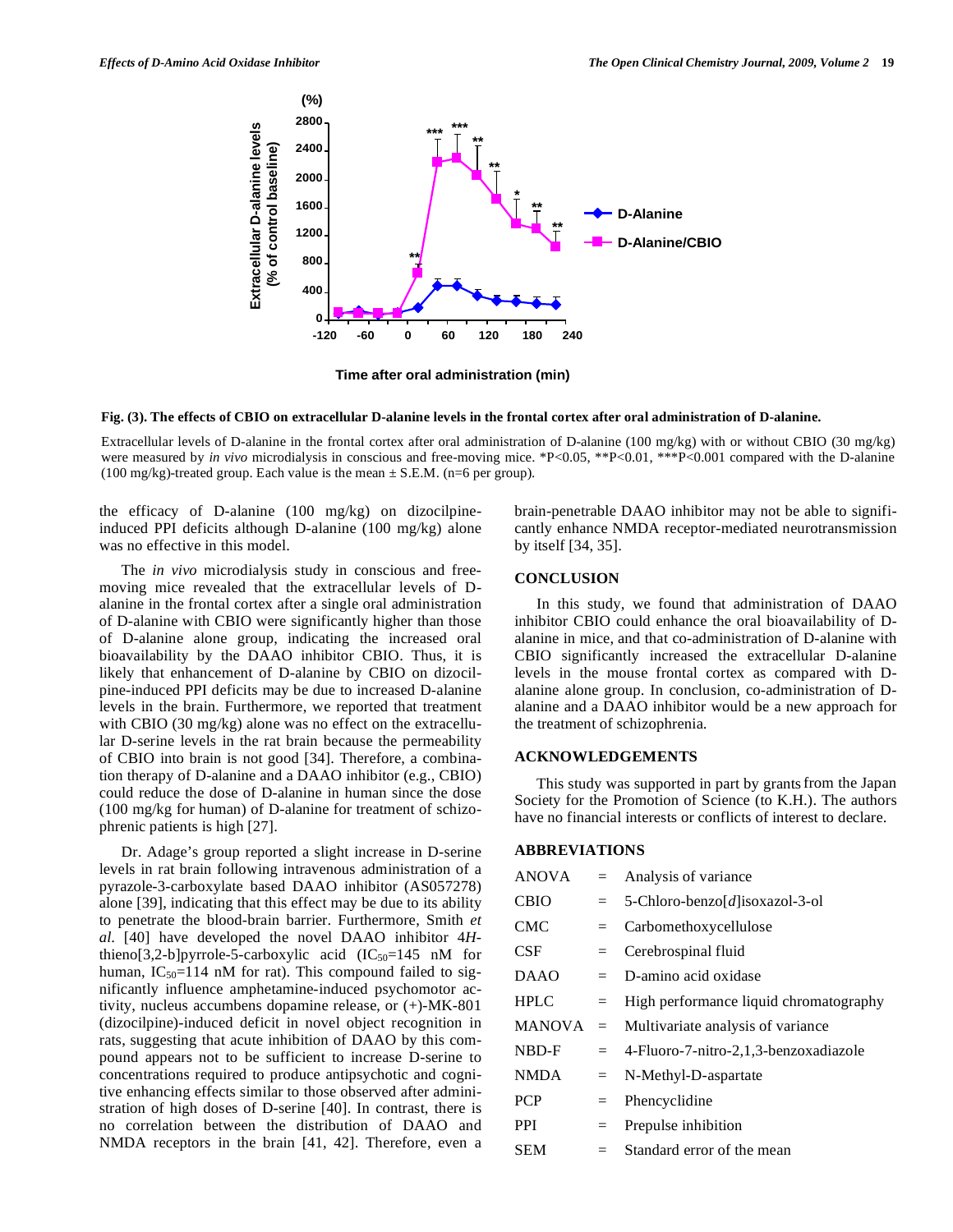**Fig. (3). The effects of CBIO on extracellular D-alanine levels in the frontal cortex after oral administration of D-alanine.**

Extracellular levels of D-alanine in the frontal cortex after oral administration of D-alanine (100 mg/kg) with or without CBIO (30 mg/kg) were measured by *in vivo* microdialysis in conscious and free-moving mice. *P<0.05, **P<0.01, ***P<0.001 compared with the D-alanine (100 mg/kg)-treated group. Each value is the mean ± S.E.M. (n=6 per group).

the efficacy of D-alanine (100 mg/kg) on dizocilpine-induced PPI deficits although D-alanine (100 mg/kg) alone was no effective in this model.

The *in vivo* microdialysis study in conscious and free-moving mice revealed that the extracellular levels of D-alanine in the frontal cortex after a single oral administration of D-alanine with CBIO were significantly higher than those of D-alanine alone group, indicating the increased oral bioavailability by the DAAO inhibitor CBIO. Thus, it is likely that enhancement of D-alanine by CBIO on dizocilpine-induced PPI deficits may be due to increased D-alanine levels in the brain. Furthermore, we reported that treatment with CBIO (30 mg/kg) alone was no effect on the extracellular D-serine levels in the rat brain because the permeability of CBIO into brain is not good [34]. Therefore, a combination therapy of D-alanine and a DAAO inhibitor (e.g., CBIO) could reduce the dose of D-alanine in human since the dose (100 mg/kg for human) of D-alanine for treatment of schizophrenic patients is high [27].

Dr. Adage's group reported a slight increase in D-serine levels in rat brain following intravenous administration of a pyrazole-3-carboxylate based DAAO inhibitor (AS057278) alone [39], indicating that this effect may be due to its ability to penetrate the blood-brain barrier. Furthermore, Smith *et al*. [40] have developed the novel DAAO inhibitor 4*H*-thieno[3,2-b]pyrrole-5-carboxylic acid ($IC_{50}$=145 nM for human, $IC_{50}$=114 nM for rat). This compound failed to significantly influence amphetamine-induced psychomotor activity, nucleus accumbens dopamine release, or (+)-MK-801 (dizocilpine)-induced deficit in novel object recognition in rats, suggesting that acute inhibition of DAAO by this compound appears not to be sufficient to increase D-serine to concentrations required to produce antipsychotic and cognitive enhancing effects similar to those observed after administration of high doses of D-serine [40]. In contrast, there is no correlation between the distribution of DAAO and NMDA receptors in the brain [41, 42]. Therefore, even a brain-penetrable DAAO inhibitor may not be able to significantly enhance NMDA receptor-mediated neurotransmission by itself [34, 35].

## CONCLUSION

In this study, we found that administration of DAAO inhibitor CBIO could enhance the oral bioavailability of D-alanine in mice, and that co-administration of D-alanine with CBIO significantly increased the extracellular D-alanine levels in the mouse frontal cortex as compared with D-alanine alone group. In conclusion, co-administration of D-alanine and a DAAO inhibitor would be a new approach for the treatment of schizophrenia.

## ACKNOWLEDGEMENTS

This study was supported in part by grants from the Japan Society for the Promotion of Science (to K.H.). The authors have no financial interests or conflicts of interest to declare.

## ABBREVIATIONS

| | | |
|---|---|---|
| ANOVA | = | Analysis of variance |
| CBIO | = | 5-Chloro-benzo[*d*]isoxazol-3-ol |
| CMC | = | Carbomethoxycellulose |
| CSF | = | Cerebrospinal fluid |
| DAAO | = | D-amino acid oxidase |
| HPLC | = | High performance liquid chromatography |
| MANOVA | = | Multivariate analysis of variance |
| NBD-F | = | 4-Fluoro-7-nitro-2,1,3-benzoxadiazole |
| NMDA | = | N-Methyl-D-aspartate |
| PCP | = | Phencyclidine |
| PPI | = | Prepulse inhibition |
| SEM | = | Standard error of the mean |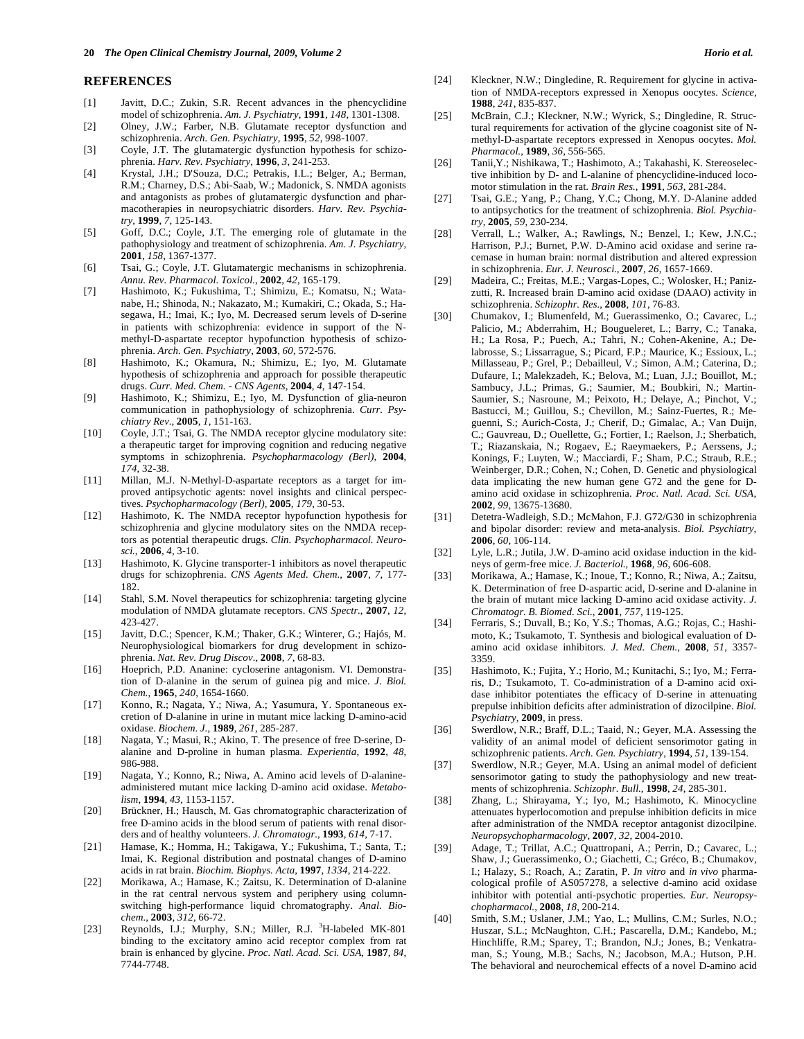## REFERENCES

[1] Javitt, D.C.; Zukin, S.R. Recent advances in the phencyclidine model of schizophrenia. *Am. J. Psychiatry*, **1991**, *148*, 1301-1308.

[2] Olney, J.W.; Farber, N.B. Glutamate receptor dysfunction and schizophrenia. *Arch. Gen. Psychiatry*, **1995**, *52*, 998-1007.

[3] Coyle, J.T. The glutamatergic dysfunction hypothesis for schizophrenia. *Harv. Rev. Psychiatry*, **1996**, *3*, 241-253.

[4] Krystal, J.H.; D'Souza, D.C.; Petrakis, I.L.; Belger, A.; Berman, R.M.; Charney, D.S.; Abi-Saab, W.; Madonick, S. NMDA agonists and antagonists as probes of glutamatergic dysfunction and pharmacotherapies in neuropsychiatric disorders. *Harv. Rev. Psychiatry*, **1999**, *7*, 125-143.

[5] Goff, D.C.; Coyle, J.T. The emerging role of glutamate in the pathophysiology and treatment of schizophrenia. *Am. J. Psychiatry*, **2001**, *158*, 1367-1377.

[6] Tsai, G.; Coyle, J.T. Glutamatergic mechanisms in schizophrenia. *Annu. Rev. Pharmacol. Toxicol.*, **2002**, *42*, 165-179.

[7] Hashimoto, K.; Fukushima, T.; Shimizu, E.; Komatsu, N.; Watanabe, H.; Shinoda, N.; Nakazato, M.; Kumakiri, C.; Okada, S.; Hasegawa, H.; Imai, K.; Iyo, M. Decreased serum levels of D-serine in patients with schizophrenia: evidence in support of the N-methyl-D-aspartate receptor hypofunction hypothesis of schizophrenia. *Arch. Gen. Psychiatry*, **2003**, *60*, 572-576.

[8] Hashimoto, K.; Okamura, N.; Shimizu, E.; Iyo, M. Glutamate hypothesis of schizophrenia and approach for possible therapeutic drugs. *Curr. Med. Chem. - CNS Agents*, **2004**, *4*, 147-154.

[9] Hashimoto, K.; Shimizu, E.; Iyo, M. Dysfunction of glia-neuron communication in pathophysiology of schizophrenia. *Curr. Psychiatry Rev.*, **2005**, *1*, 151-163.

[10] Coyle, J.T.; Tsai, G. The NMDA receptor glycine modulatory site: a therapeutic target for improving cognition and reducing negative symptoms in schizophrenia. *Psychopharmacology (Berl)*, **2004**, *174*, 32-38.

[11] Millan, M.J. N-Methyl-D-aspartate receptors as a target for improved antipsychotic agents: novel insights and clinical perspectives. *Psychopharmacology (Berl)*, **2005**, *179*, 30-53.

[12] Hashimoto, K. The NMDA receptor hypofunction hypothesis for schizophrenia and glycine modulatory sites on the NMDA receptors as potential therapeutic drugs. *Clin. Psychopharmacol. Neurosci.*, **2006**, *4*, 3-10.

[13] Hashimoto, K. Glycine transporter-1 inhibitors as novel therapeutic drugs for schizophrenia. *CNS Agents Med. Chem.*, **2007**, *7*, 177-182.

[14] Stahl, S.M. Novel therapeutics for schizophrenia: targeting glycine modulation of NMDA glutamate receptors. *CNS Spectr.*, **2007**, *12*, 423-427.

[15] Javitt, D.C.; Spencer, K.M.; Thaker, G.K.; Winterer, G.; Hajós, M. Neurophysiological biomarkers for drug development in schizophrenia. *Nat. Rev. Drug Discov.*, **2008**, *7*, 68-83.

[16] Hoeprich, P.D. Ananine: cycloserine antagonism. VI. Demonstration of D-alanine in the serum of guinea pig and mice. *J. Biol. Chem.*, **1965**, *240*, 1654-1660.

[17] Konno, R.; Nagata, Y.; Niwa, A.; Yasumura, Y. Spontaneous excretion of D-alanine in urine in mutant mice lacking D-amino-acid oxidase. *Biochem. J.*, **1989**, *261*, 285-287.

[18] Nagata, Y.; Masui, R.; Akino, T. The presence of free D-serine, D-alanine and D-proline in human plasma. *Experientia*, **1992**, *48*, 986-988.

[19] Nagata, Y.; Konno, R.; Niwa, A. Amino acid levels of D-alanine-administered mutant mice lacking D-amino acid oxidase. *Metabolism*, **1994**, *43*, 1153-1157.

[20] Brückner, H.; Hausch, M. Gas chromatographic characterization of free D-amino acids in the blood serum of patients with renal disorders and of healthy volunteers. *J. Chromatogr.*, **1993**, *614*, 7-17.

[21] Hamase, K.; Homma, H.; Takigawa, Y.; Fukushima, T.; Santa, T.; Imai, K. Regional distribution and postnatal changes of D-amino acids in rat brain. *Biochim. Biophys. Acta*, **1997**, *1334*, 214-222.

[22] Morikawa, A.; Hamase, K.; Zaitsu, K. Determination of D-alanine in the rat central nervous system and periphery using column-switching high-performance liquid chromatography. *Anal. Biochem.*, **2003**, *312*, 66-72.

[23] Reynolds, I.J.; Murphy, S.N.; Miller, R.J. $^{3}$H-labeled MK-801 binding to the excitatory amino acid receptor complex from rat brain is enhanced by glycine. *Proc. Natl. Acad. Sci. USA*, **1987**, *84*, 7744-7748.

[24] Kleckner, N.W.; Dingledine, R. Requirement for glycine in activation of NMDA-receptors expressed in Xenopus oocytes. *Science*, **1988**, *241*, 835-837.

[25] McBrain, C.J.; Kleckner, N.W.; Wyrick, S.; Dingledine, R. Structural requirements for activation of the glycine coagonist site of N-methyl-D-aspartate receptors expressed in Xenopus oocytes. *Mol. Pharmacol.*, **1989**, *36*, 556-565.

[26] Tanii,Y.; Nishikawa, T.; Hashimoto, A.; Takahashi, K. Stereoselective inhibition by D- and L-alanine of phencyclidine-induced locomotor stimulation in the rat. *Brain Res.*, **1991**, *563*, 281-284.

[27] Tsai, G.E.; Yang, P.; Chang, Y.C.; Chong, M.Y. D-Alanine added to antipsychotics for the treatment of schizophrenia. *Biol. Psychiatry*, **2005**, *59*, 230-234.

[28] Verrall, L.; Walker, A.; Rawlings, N.; Benzel, I.; Kew, J.N.C.; Harrison, P.J.; Burnet, P.W. D-Amino acid oxidase and serine racemase in human brain: normal distribution and altered expression in schizophrenia. *Eur. J. Neurosci.*, **2007**, *26*, 1657-1669.

[29] Madeira, C.; Freitas, M.E.; Vargas-Lopes, C.; Wolosker, H.; Panizzutti, R. Increased brain D-amino acid oxidase (DAAO) activity in schizophrenia. *Schizophr. Res.*, **2008**, *101*, 76-83.

[30] Chumakov, I.; Blumenfeld, M.; Guerassimenko, O.; Cavarec, L.; Palicio, M.; Abderrahim, H.; Bougueleret, L.; Barry, C.; Tanaka, H.; La Rosa, P.; Puech, A.; Tahri, N.; Cohen-Akenine, A.; Delabrosse, S.; Lissarrague, S.; Picard, F.P.; Maurice, K.; Essioux, L.; Millasseau, P.; Grel, P.; Debailleul, V.; Simon, A.M.; Caterina, D.; Dufaure, I.; Malekzadeh, K.; Belova, M.; Luan, J.J.; Bouillot, M.; Sambucy, J.L.; Primas, G.; Saumier, M.; Boubkiri, N.; Martin-Saumier, S.; Nasroune, M.; Peixoto, H.; Delaye, A.; Pinchot, V.; Bastucci, M.; Guillou, S.; Chevillon, M.; Sainz-Fuertes, R.; Meguenni, S.; Aurich-Costa, J.; Cherif, D.; Gimalac, A.; Van Duijn, C.; Gauvreau, D.; Ouellette, G.; Fortier, I.; Raelson, J.; Sherbatich, T.; Riazanskaia, N.; Rogaev, E.; Raeymaekers, P.; Aerssens, J.; Konings, F.; Luyten, W.; Macciardi, F.; Sham, P.C.; Straub, R.E.; Weinberger, D.R.; Cohen, N.; Cohen, D. Genetic and physiological data implicating the new human gene G72 and the gene for D-amino acid oxidase in schizophrenia. *Proc. Natl. Acad. Sci. USA*, **2002**, *99*, 13675-13680.

[31] Detetra-Wadleigh, S.D.; McMahon, F.J. G72/G30 in schizophrenia and bipolar disorder: review and meta-analysis. *Biol. Psychiatry*, **2006**, *60*, 106-114.

[32] Lyle, L.R.; Jutila, J.W. D-amino acid oxidase induction in the kidneys of germ-free mice. *J. Bacteriol.*, **1968**, *96*, 606-608.

[33] Morikawa, A.; Hamase, K.; Inoue, T.; Konno, R.; Niwa, A.; Zaitsu, K. Determination of free D-aspartic acid, D-serine and D-alanine in the brain of mutant mice lacking D-amino acid oxidase activity. *J. Chromatogr. B. Biomed. Sci.*, **2001**, *757*, 119-125.

[34] Ferraris, S.; Duvall, B.; Ko, Y.S.; Thomas, A.G.; Rojas, C.; Hashimoto, K.; Tsukamoto, T. Synthesis and biological evaluation of D-amino acid oxidase inhibitors. *J. Med. Chem.*, **2008**, *51*, 3357-3359.

[35] Hashimoto, K.; Fujita, Y.; Horio, M.; Kunitachi, S.; Iyo, M.; Ferraris, D.; Tsukamoto, T. Co-administration of a D-amino acid oxidase inhibitor potentiates the efficacy of D-serine in attenuating prepulse inhibition deficits after administration of dizocilpine. *Biol. Psychiatry*, **2009**, in press.

[36] Swerdlow, N.R.; Braff, D.L.; Taaid, N.; Geyer, M.A. Assessing the validity of an animal model of deficient sensorimotor gating in schizophrenic patients. *Arch. Gen. Psychiatry*, **1994**, *51*, 139-154.

[37] Swerdlow, N.R.; Geyer, M.A. Using an animal model of deficient sensorimotor gating to study the pathophysiology and new treatments of schizophrenia. *Schizophr. Bull.*, **1998**, *24*, 285-301.

[38] Zhang, L.; Shirayama, Y.; Iyo, M.; Hashimoto, K. Minocycline attenuates hyperlocomotion and prepulse inhibition deficits in mice after administration of the NMDA receptor antagonist dizocilpine. *Neuropsychopharmacology*, **2007**, *32*, 2004-2010.

[39] Adage, T.; Trillat, A.C.; Quattropani, A.; Perrin, D.; Cavarec, L.; Shaw, J.; Guerassimenko, O.; Giachetti, C.; Gréco, B.; Chumakov, I.; Halazy, S.; Roach, A.; Zaratin, P. *In vitro* and *in vivo* pharmacological profile of AS057278, a selective d-amino acid oxidase inhibitor with potential anti-psychotic properties. *Eur. Neuropsychopharmacol.*, **2008**, *18*, 200-214.

[40] Smith, S.M.; Uslaner, J.M.; Yao, L.; Mullins, C.M.; Surles, N.O.; Huszar, S.L.; McNaughton, C.H.; Pascarella, D.M.; Kandebo, M.; Hinchliffe, R.M.; Sparey, T.; Brandon, N.J.; Jones, B.; Venkatraman, S.; Young, M.B.; Sachs, N.; Jacobson, M.A.; Hutson, P.H. The behavioral and neurochemical effects of a novel D-amino acid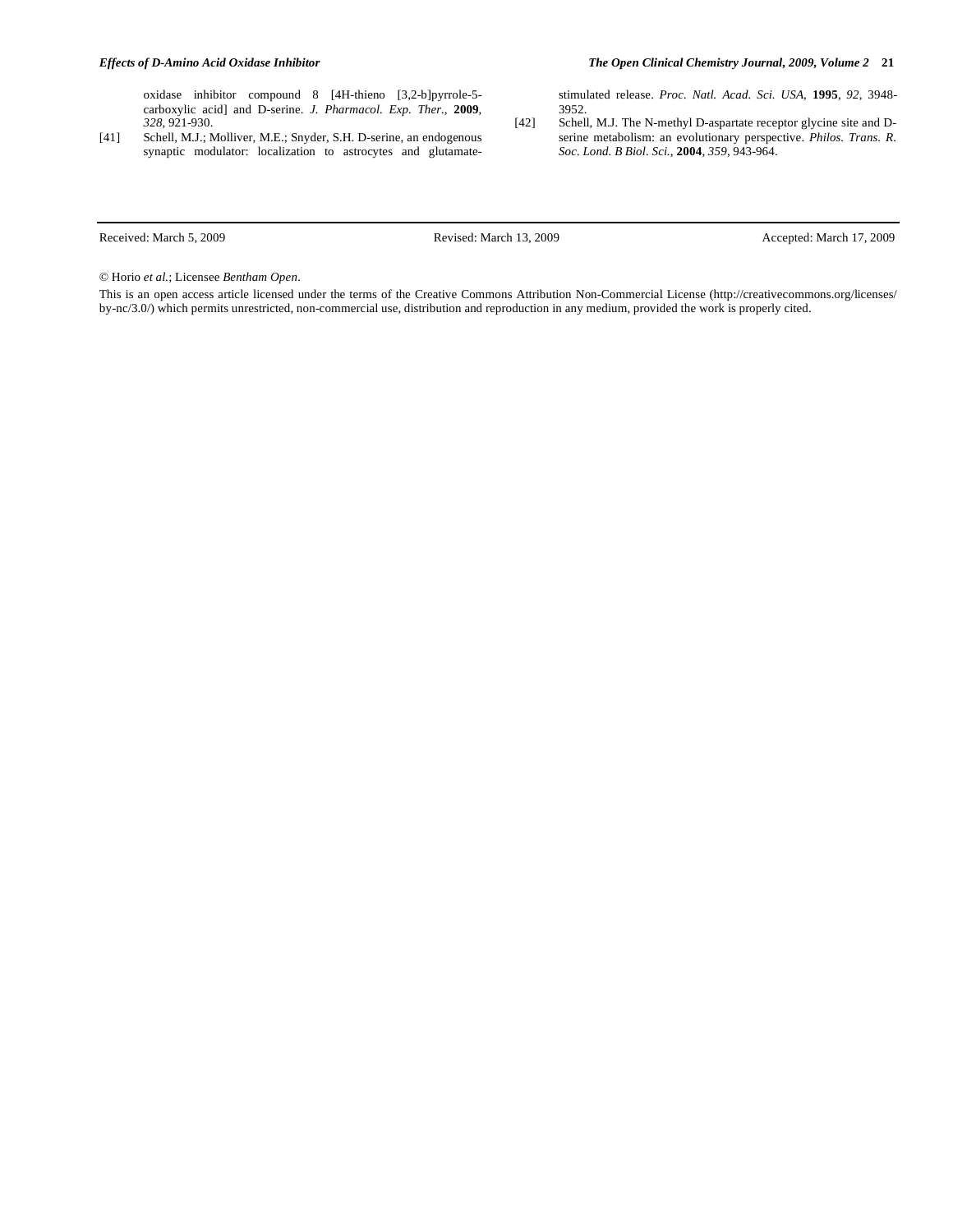oxidase inhibitor compound 8 [4H-thieno [3,2-b]pyrrole-5-carboxylic acid] and D-serine. *J. Pharmacol. Exp. Ther.*, **2009**, *328*, 921-930.

[41] Schell, M.J.; Molliver, M.E.; Snyder, S.H. D-serine, an endogenous synaptic modulator: localization to astrocytes and glutamate-stimulated release. *Proc. Natl. Acad. Sci. USA*, **1995**, *92*, 3948-3952.

[42] Schell, M.J. The N-methyl D-aspartate receptor glycine site and D-serine metabolism: an evolutionary perspective. *Philos. Trans. R. Soc. Lond. B Biol. Sci.*, **2004**, *359*, 943-964.

---

Received: March 5, 2009 Revised: March 13, 2009 Accepted: March 17, 2009

© Horio *et al.*; Licensee *Bentham Open*.

This is an open access article licensed under the terms of the Creative Commons Attribution Non-Commercial License (http://creativecommons.org/licenses/by-nc/3.0/) which permits unrestricted, non-commercial use, distribution and reproduction in any medium, provided the work is properly cited.